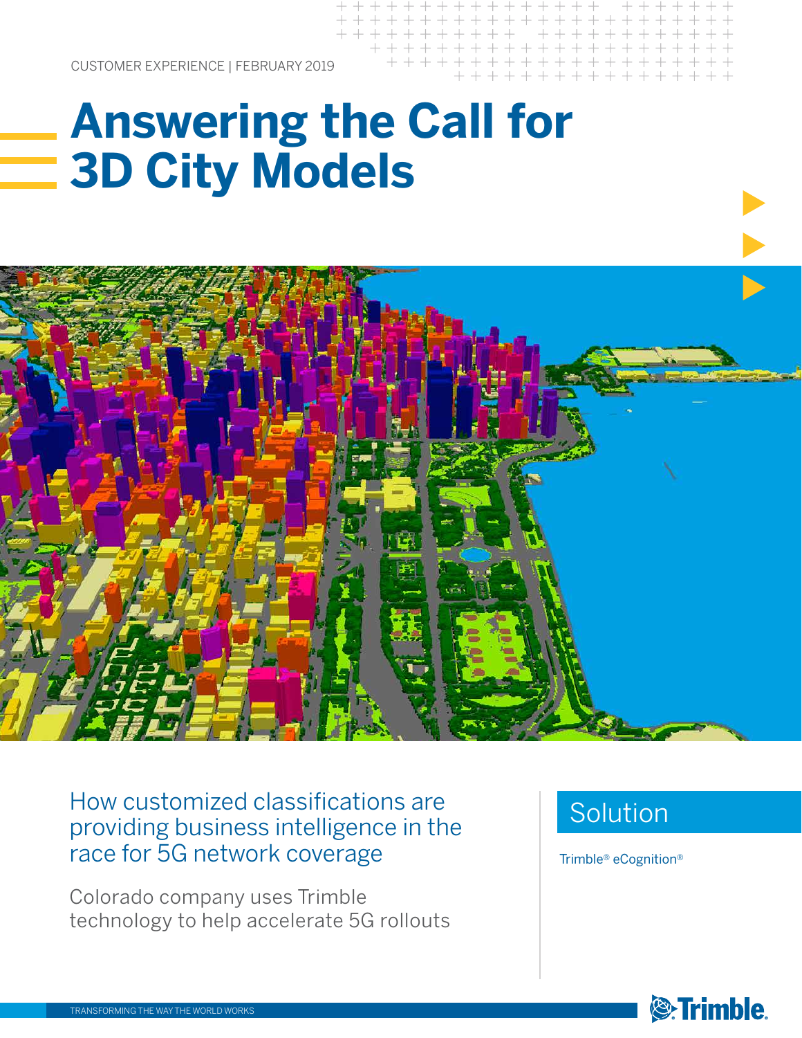CUSTOMER EXPERIENCE | FEBRUARY 2019

# Answering the Call for 3D City Models

## How customized classifications are providing business intelligence in the race for 5G network coverage

Colorado company uses Trimble technology to help accelerate 5G rollouts

## Solution

Trimble® eCognition®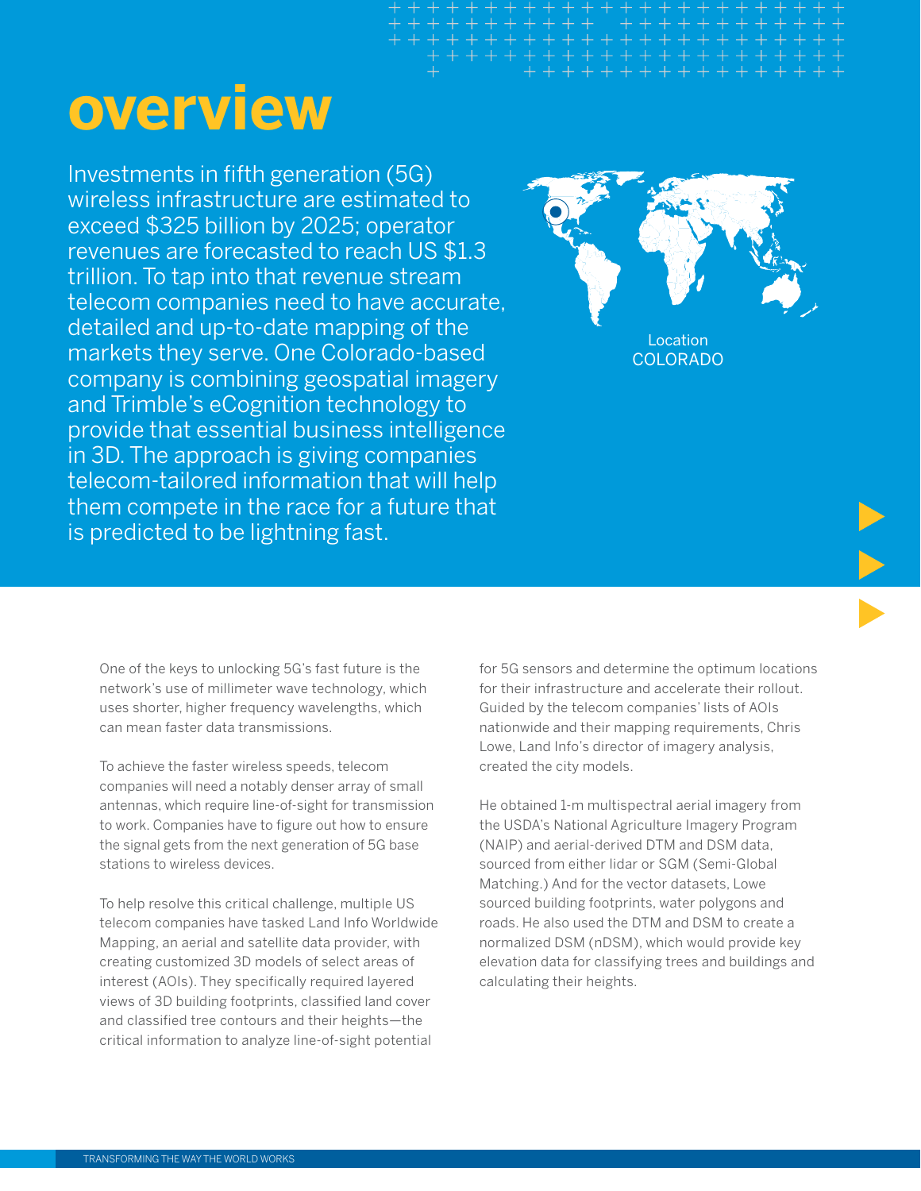# overview

Investments in fifth generation (5G) wireless infrastructure are estimated to exceed $325 billion by 2025; operator revenues are forecasted to reach US $1.3 trillion. To tap into that revenue stream telecom companies need to have accurate, detailed and up-to-date mapping of the markets they serve. One Colorado-based company is combining geospatial imagery and Trimble's eCognition technology to provide that essential business intelligence in 3D. The approach is giving companies telecom-tailored information that will help them compete in the race for a future that is predicted to be lightning fast.

Location
COLORADO

One of the keys to unlocking 5G's fast future is the network's use of millimeter wave technology, which uses shorter, higher frequency wavelengths, which can mean faster data transmissions.

To achieve the faster wireless speeds, telecom companies will need a notably denser array of small antennas, which require line-of-sight for transmission to work. Companies have to figure out how to ensure the signal gets from the next generation of 5G base stations to wireless devices.

To help resolve this critical challenge, multiple US telecom companies have tasked Land Info Worldwide Mapping, an aerial and satellite data provider, with creating customized 3D models of select areas of interest (AOIs). They specifically required layered views of 3D building footprints, classified land cover and classified tree contours and their heights—the critical information to analyze line-of-sight potential for 5G sensors and determine the optimum locations for their infrastructure and accelerate their rollout. Guided by the telecom companies' lists of AOIs nationwide and their mapping requirements, Chris Lowe, Land Info's director of imagery analysis, created the city models.

He obtained 1-m multispectral aerial imagery from the USDA's National Agriculture Imagery Program (NAIP) and aerial-derived DTM and DSM data, sourced from either lidar or SGM (Semi-Global Matching.) And for the vector datasets, Lowe sourced building footprints, water polygons and roads. He also used the DTM and DSM to create a normalized DSM (nDSM), which would provide key elevation data for classifying trees and buildings and calculating their heights.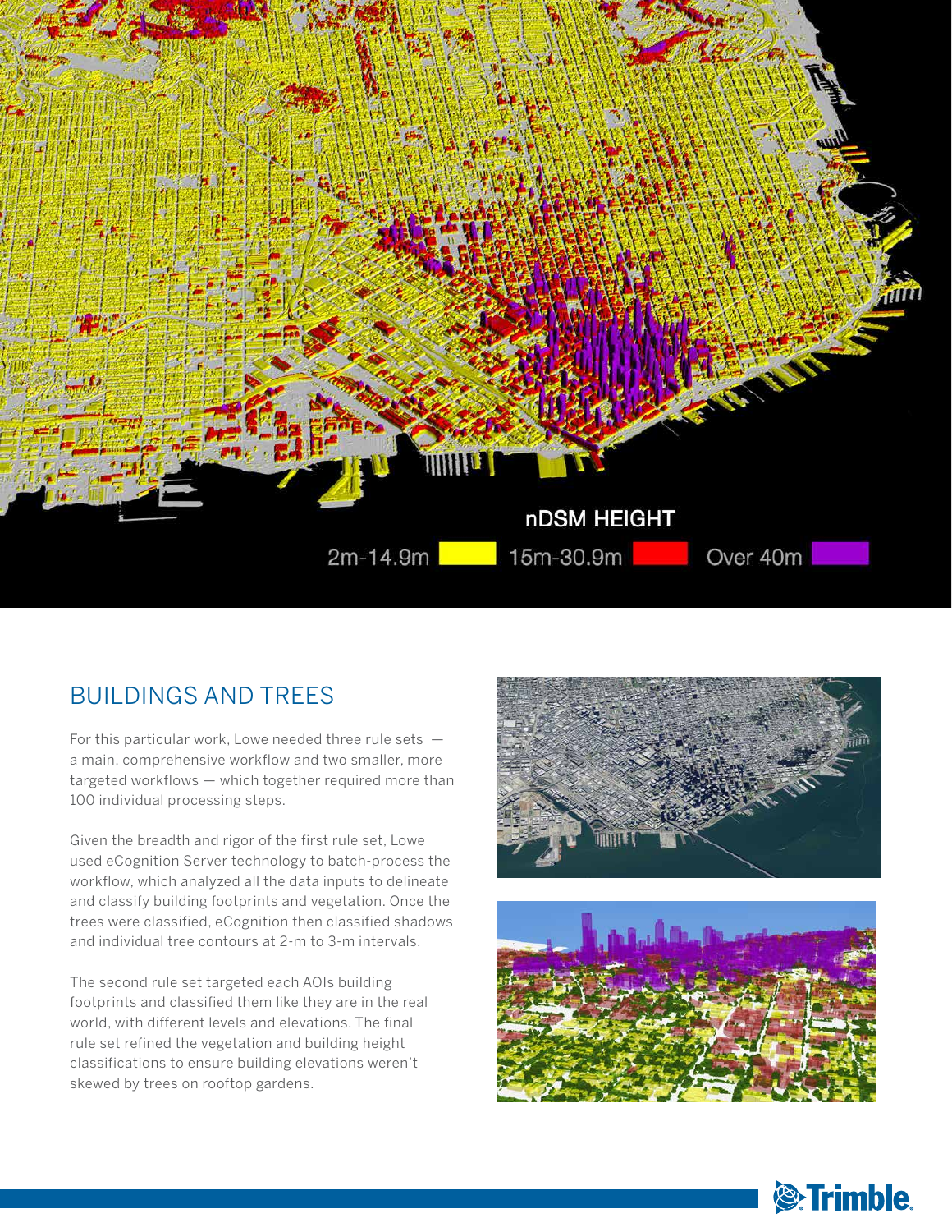nDSM HEIGHT

2m-14.9m 15m-30.9m Over 40m

## BUILDINGS AND TREES

For this particular work, Lowe needed three rule sets — a main, comprehensive workflow and two smaller, more targeted workflows — which together required more than 100 individual processing steps.

Given the breadth and rigor of the first rule set, Lowe used eCognition Server technology to batch-process the workflow, which analyzed all the data inputs to delineate and classify building footprints and vegetation. Once the trees were classified, eCognition then classified shadows and individual tree contours at 2-m to 3-m intervals.

The second rule set targeted each AOIs building footprints and classified them like they are in the real world, with different levels and elevations. The final rule set refined the vegetation and building height classifications to ensure building elevations weren't skewed by trees on rooftop gardens.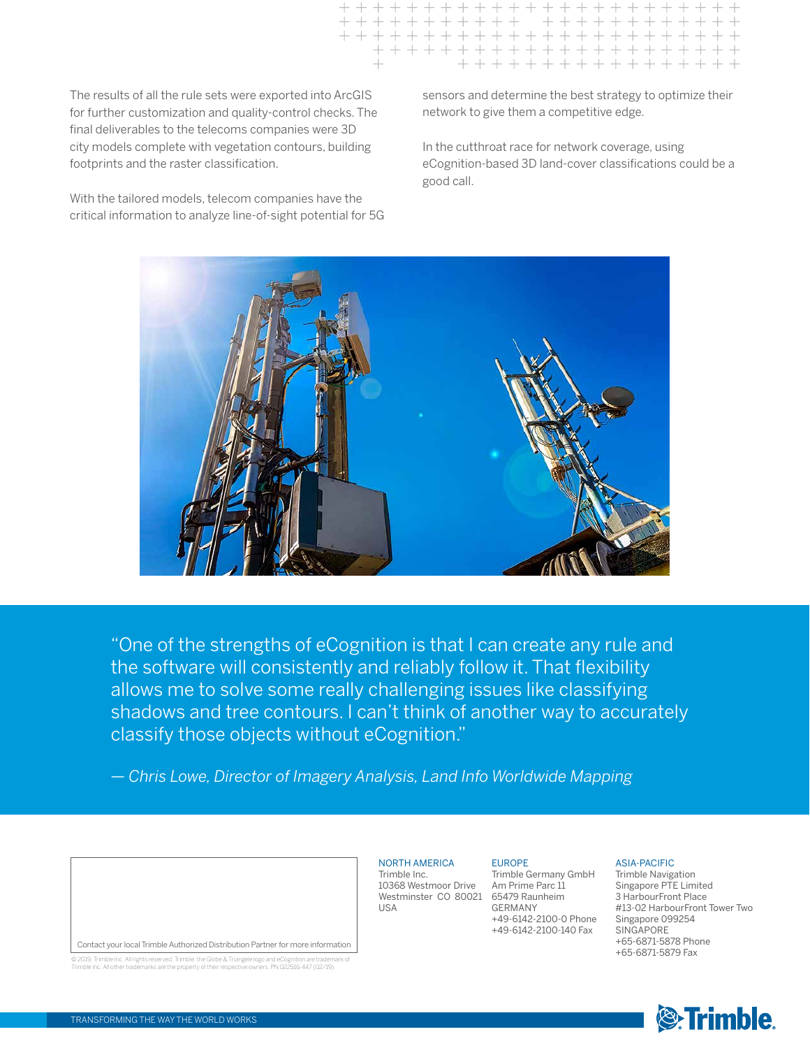The results of all the rule sets were exported into ArcGIS for further customization and quality-control checks. The final deliverables to the telecoms companies were 3D city models complete with vegetation contours, building footprints and the raster classification.

With the tailored models, telecom companies have the critical information to analyze line-of-sight potential for 5G sensors and determine the best strategy to optimize their network to give them a competitive edge.

In the cutthroat race for network coverage, using eCognition-based 3D land-cover classifications could be a good call.

"One of the strengths of eCognition is that I can create any rule and the software will consistently and reliably follow it. That flexibility allows me to solve some really challenging issues like classifying shadows and tree contours. I can't think of another way to accurately classify those objects without eCognition."

*— Chris Lowe, Director of Imagery Analysis, Land Info Worldwide Mapping*

Contact your local Trimble Authorized Distribution Partner for more information

© 2019, Trimble Inc. All rights reserved. Trimble, the Globe & Triangle logo and eCognition are trademark of Trimble Inc. All other trademarks are the property of their respective owners. PN 022516-447 (02/19)

NORTH AMERICA
Trimble Inc.
10368 Westmoor Drive
Westminster CO 80021
USA

EUROPE
Trimble Germany GmbH
Am Prime Parc 11
65479 Raunheim
GERMANY
+49-6142-2100-0 Phone
+49-6142-2100-140 Fax

ASIA-PACIFIC
Trimble Navigation
Singapore PTE Limited
3 HarbourFront Place
#13-02 HarbourFront Tower Two
Singapore 099254
SINGAPORE
+65-6871-5878 Phone
+65-6871-5879 Fax

TRANSFORMING THE WAY THE WORLD WORKS

Trimble.